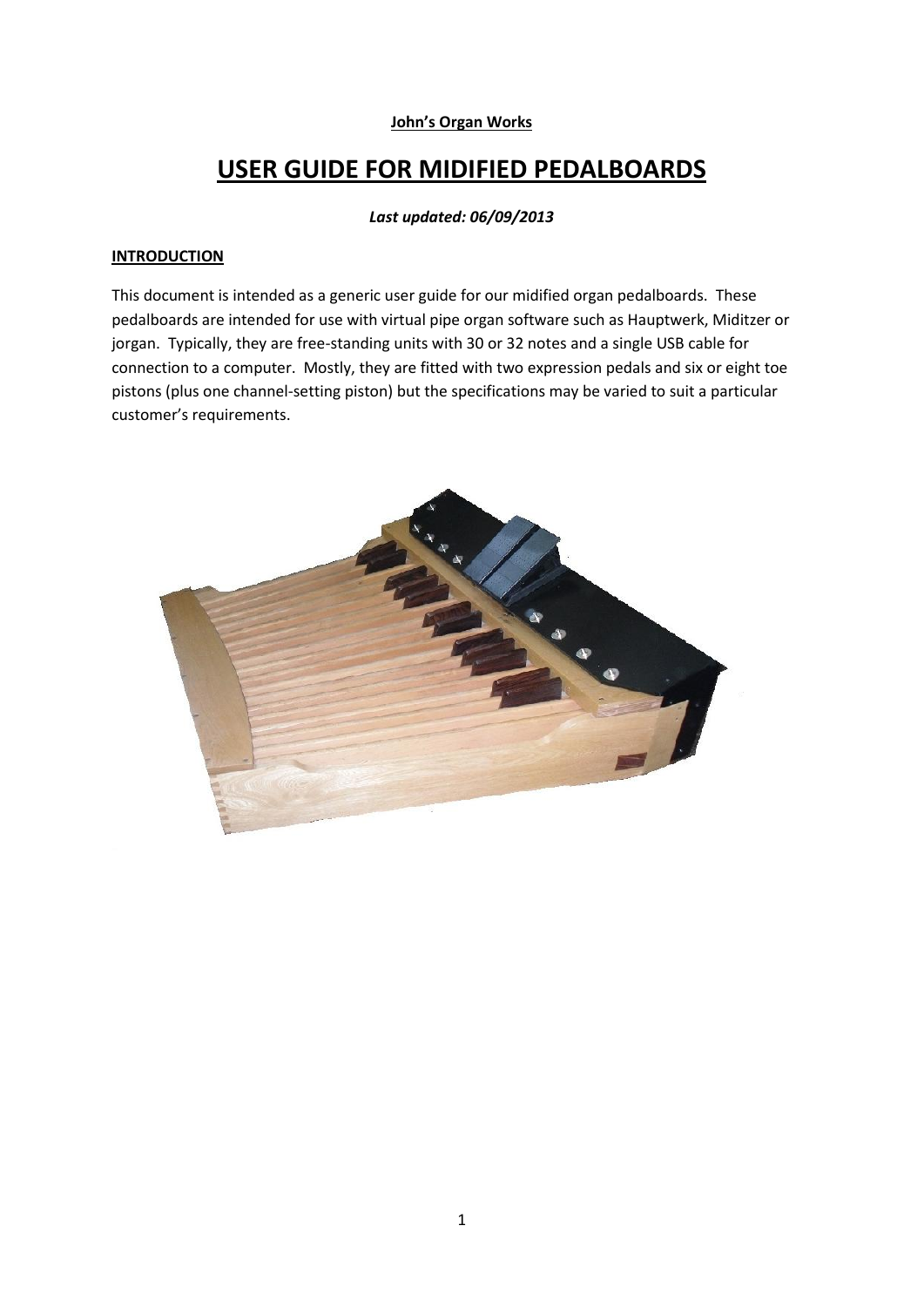**John's Organ Works**

# USER GUIDE FOR MIDIFIED PEDALBOARDS

***Last updated: 06/09/2013***

## INTRODUCTION

This document is intended as a generic user guide for our midified organ pedalboards. These pedalboards are intended for use with virtual pipe organ software such as Hauptwerk, Miditzer or jorgan. Typically, they are free-standing units with 30 or 32 notes and a single USB cable for connection to a computer. Mostly, they are fitted with two expression pedals and six or eight toe pistons (plus one channel-setting piston) but the specifications may be varied to suit a particular customer's requirements.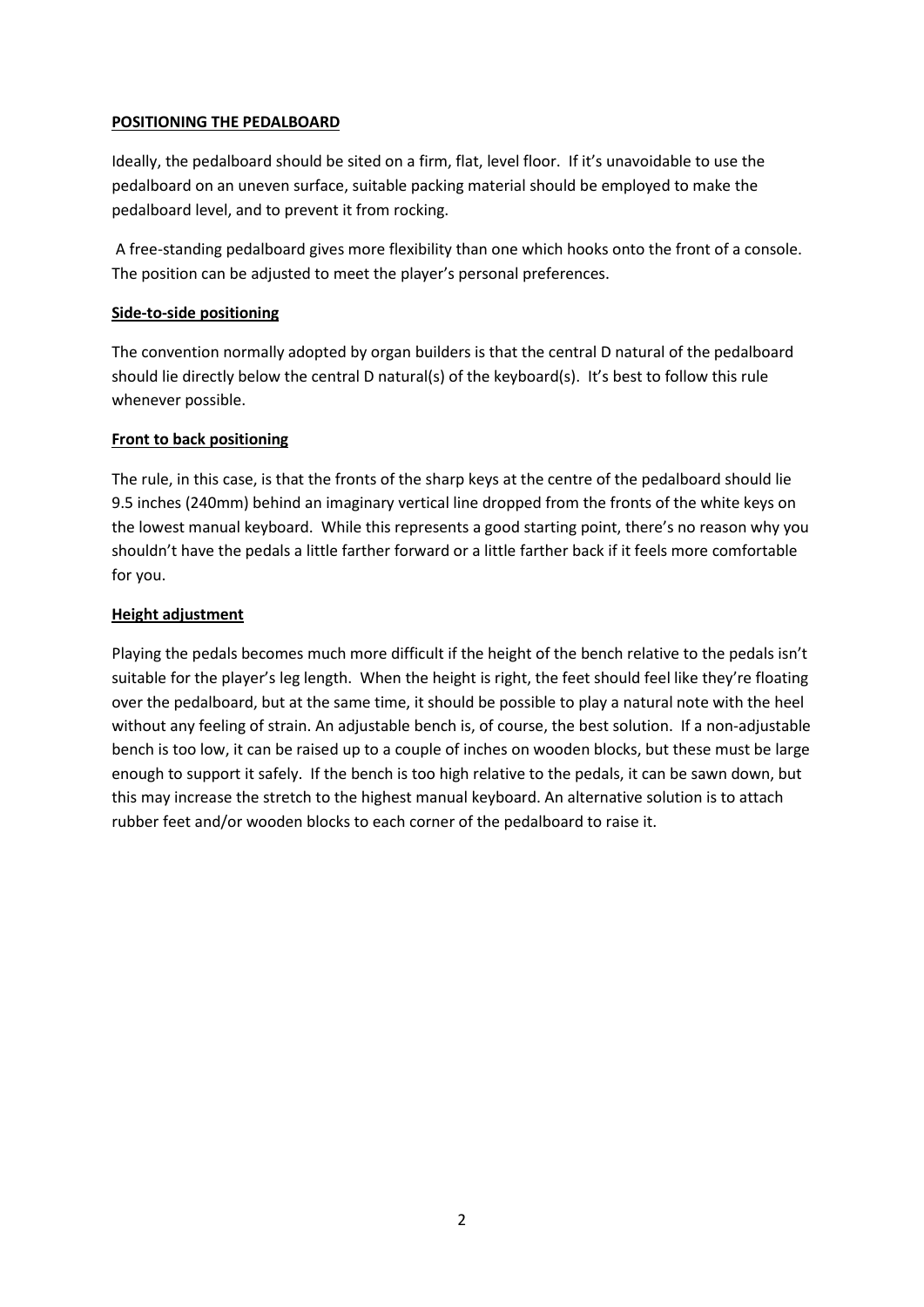## POSITIONING THE PEDALBOARD

Ideally, the pedalboard should be sited on a firm, flat, level floor. If it's unavoidable to use the pedalboard on an uneven surface, suitable packing material should be employed to make the pedalboard level, and to prevent it from rocking.

A free-standing pedalboard gives more flexibility than one which hooks onto the front of a console. The position can be adjusted to meet the player's personal preferences.

### Side-to-side positioning

The convention normally adopted by organ builders is that the central D natural of the pedalboard should lie directly below the central D natural(s) of the keyboard(s). It's best to follow this rule whenever possible.

### Front to back positioning

The rule, in this case, is that the fronts of the sharp keys at the centre of the pedalboard should lie 9.5 inches (240mm) behind an imaginary vertical line dropped from the fronts of the white keys on the lowest manual keyboard. While this represents a good starting point, there's no reason why you shouldn't have the pedals a little farther forward or a little farther back if it feels more comfortable for you.

### Height adjustment

Playing the pedals becomes much more difficult if the height of the bench relative to the pedals isn't suitable for the player's leg length. When the height is right, the feet should feel like they're floating over the pedalboard, but at the same time, it should be possible to play a natural note with the heel without any feeling of strain. An adjustable bench is, of course, the best solution. If a non-adjustable bench is too low, it can be raised up to a couple of inches on wooden blocks, but these must be large enough to support it safely. If the bench is too high relative to the pedals, it can be sawn down, but this may increase the stretch to the highest manual keyboard. An alternative solution is to attach rubber feet and/or wooden blocks to each corner of the pedalboard to raise it.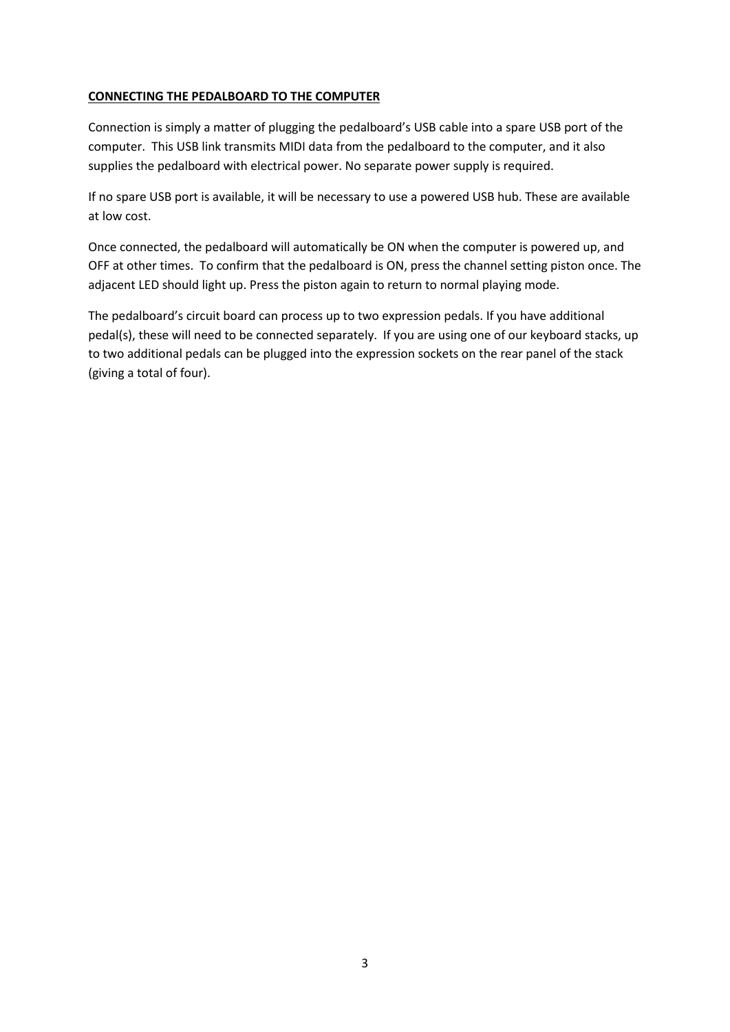**CONNECTING THE PEDALBOARD TO THE COMPUTER**

Connection is simply a matter of plugging the pedalboard's USB cable into a spare USB port of the computer. This USB link transmits MIDI data from the pedalboard to the computer, and it also supplies the pedalboard with electrical power. No separate power supply is required.

If no spare USB port is available, it will be necessary to use a powered USB hub. These are available at low cost.

Once connected, the pedalboard will automatically be ON when the computer is powered up, and OFF at other times. To confirm that the pedalboard is ON, press the channel setting piston once. The adjacent LED should light up. Press the piston again to return to normal playing mode.

The pedalboard's circuit board can process up to two expression pedals. If you have additional pedal(s), these will need to be connected separately. If you are using one of our keyboard stacks, up to two additional pedals can be plugged into the expression sockets on the rear panel of the stack (giving a total of four).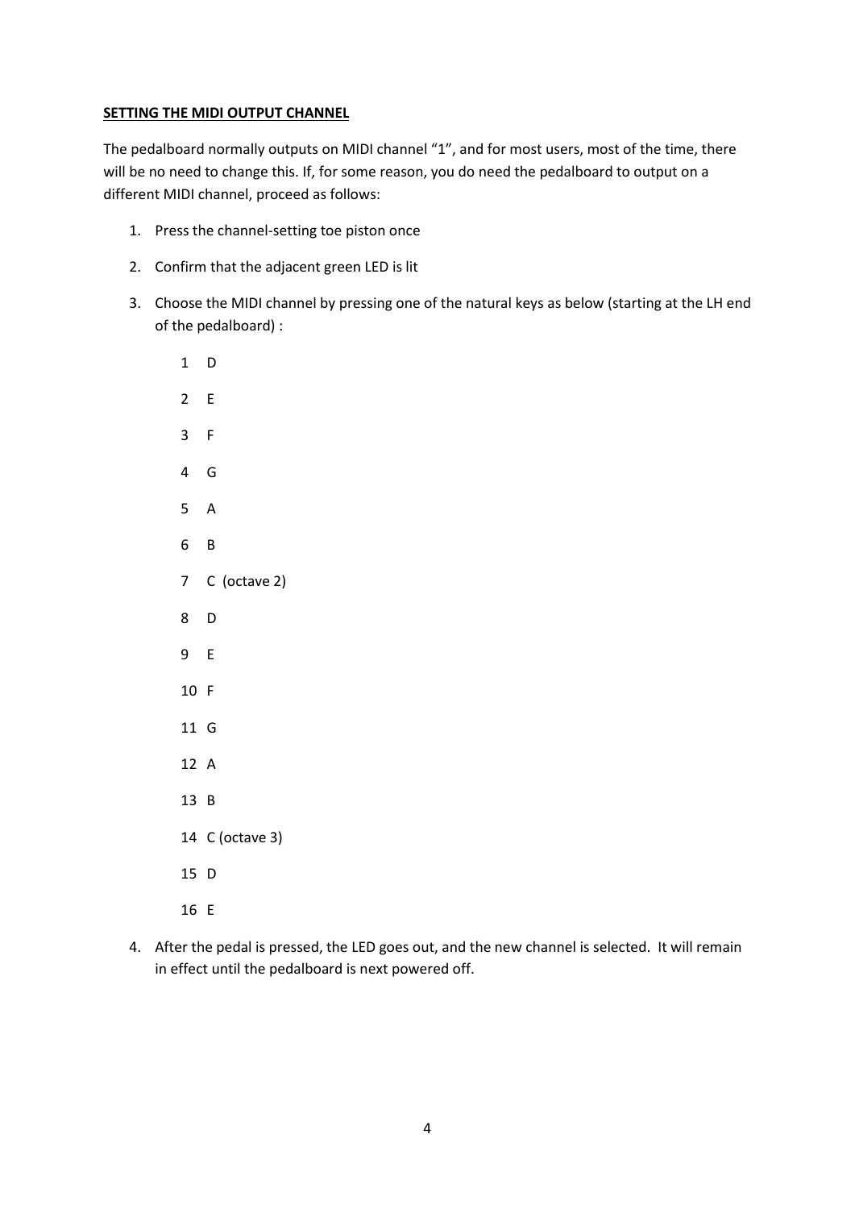## SETTING THE MIDI OUTPUT CHANNEL

The pedalboard normally outputs on MIDI channel "1", and for most users, most of the time, there will be no need to change this. If, for some reason, you do need the pedalboard to output on a different MIDI channel, proceed as follows:

1. Press the channel-setting toe piston once
2. Confirm that the adjacent green LED is lit
3. Choose the MIDI channel by pressing one of the natural keys as below (starting at the LH end of the pedalboard) :

   1 D

   2 E

   3 F

   4 G

   5 A

   6 B

   7 C (octave 2)

   8 D

   9 E

   10 F

   11 G

   12 A

   13 B

   14 C (octave 3)

   15 D

   16 E

4. After the pedal is pressed, the LED goes out, and the new channel is selected. It will remain in effect until the pedalboard is next powered off.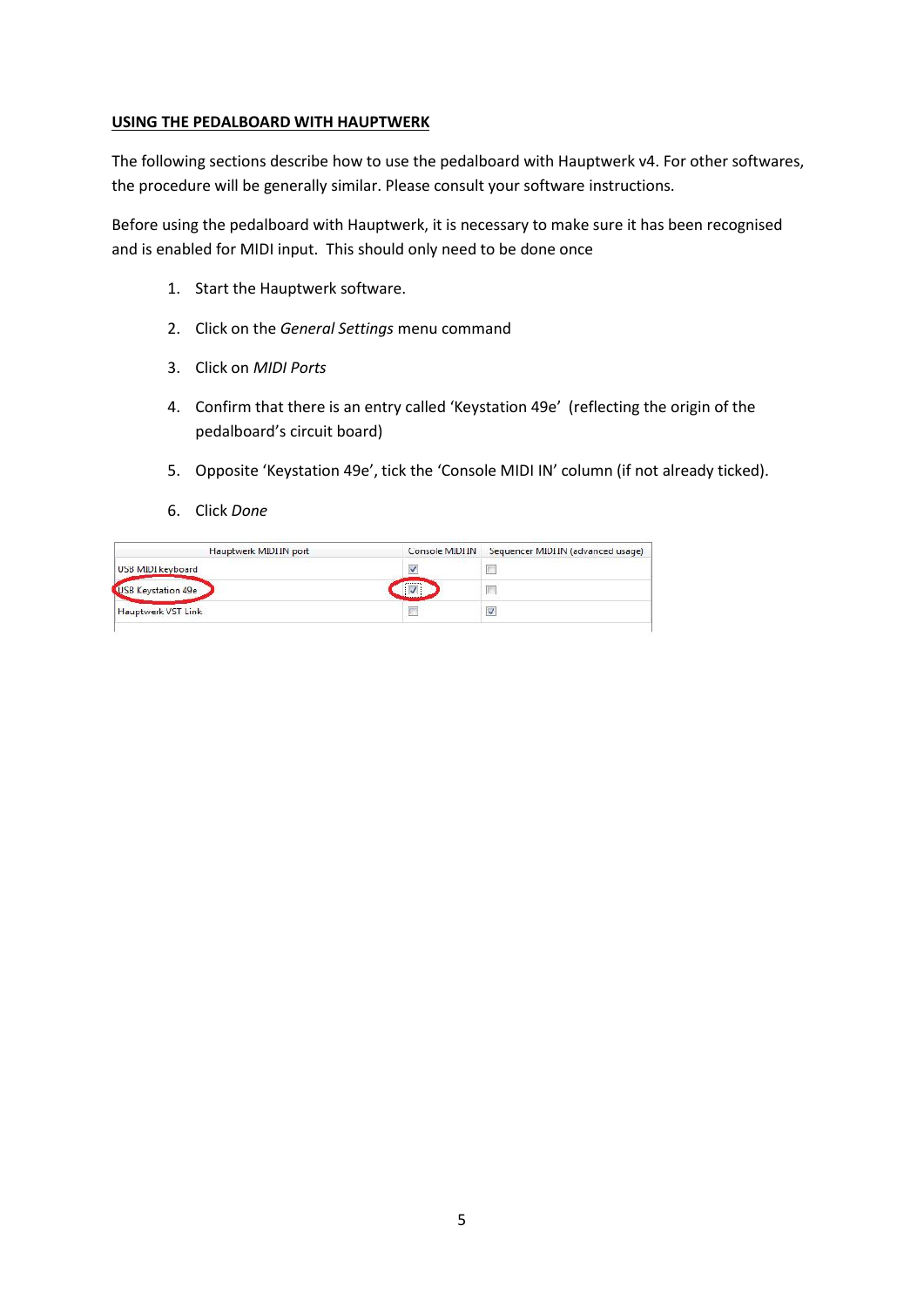**USING THE PEDALBOARD WITH HAUPTWERK**

The following sections describe how to use the pedalboard with Hauptwerk v4. For other softwares, the procedure will be generally similar. Please consult your software instructions.

Before using the pedalboard with Hauptwerk, it is necessary to make sure it has been recognised and is enabled for MIDI input. This should only need to be done once

1. Start the Hauptwerk software.
2. Click on the *General Settings* menu command
3. Click on *MIDI Ports*
4. Confirm that there is an entry called 'Keystation 49e' (reflecting the origin of the pedalboard's circuit board)
5. Opposite 'Keystation 49e', tick the 'Console MIDI IN' column (if not already ticked).
6. Click *Done*

| Hauptwerk MIDI IN port | Console MIDI IN | Sequencer MIDI IN (advanced usage) |
|---|---|---|
| USB MIDI keyboard | ☑ | ☐ |
| USB Keystation 49e | ☑ | ☐ |
| Hauptwerk VST Link | ☐ | ☑ |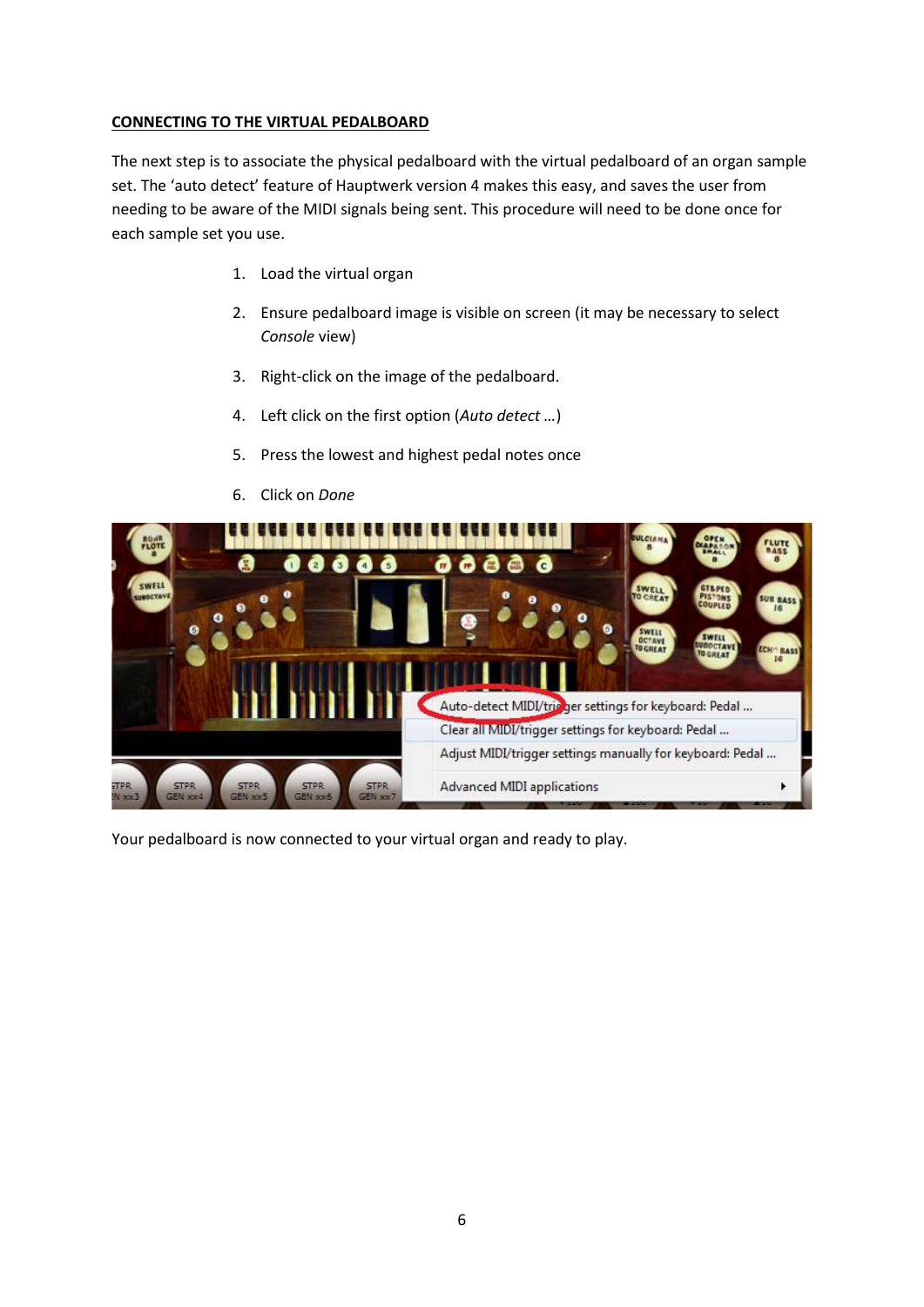**CONNECTING TO THE VIRTUAL PEDALBOARD**

The next step is to associate the physical pedalboard with the virtual pedalboard of an organ sample set. The 'auto detect' feature of Hauptwerk version 4 makes this easy, and saves the user from needing to be aware of the MIDI signals being sent. This procedure will need to be done once for each sample set you use.

1. Load the virtual organ
2. Ensure pedalboard image is visible on screen (it may be necessary to select *Console* view)
3. Right-click on the image of the pedalboard.
4. Left click on the first option (*Auto detect …*)
5. Press the lowest and highest pedal notes once
6. Click on *Done*

Your pedalboard is now connected to your virtual organ and ready to play.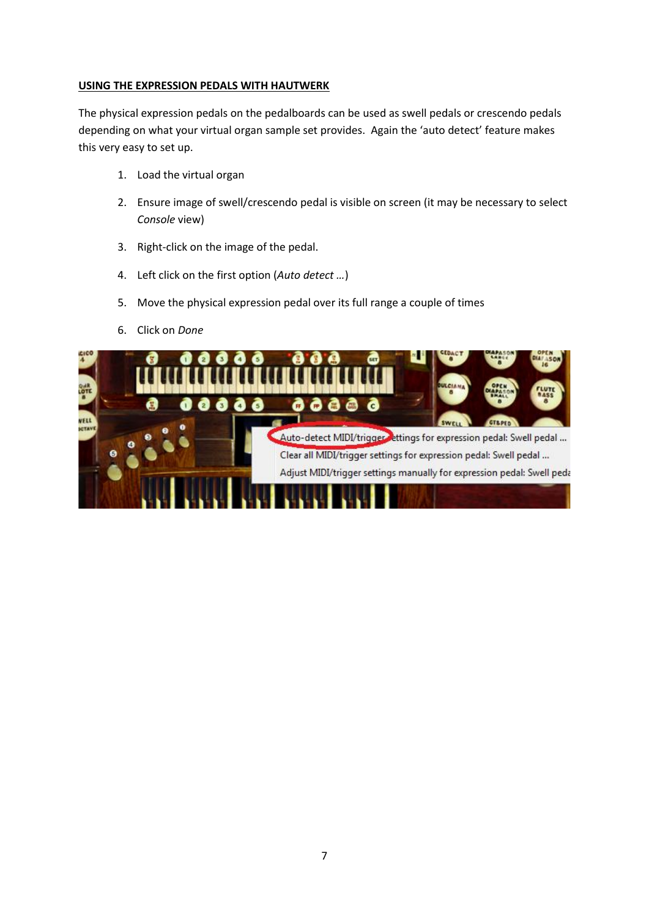## USING THE EXPRESSION PEDALS WITH HAUTWERK

The physical expression pedals on the pedalboards can be used as swell pedals or crescendo pedals depending on what your virtual organ sample set provides. Again the 'auto detect' feature makes this very easy to set up.

1. Load the virtual organ
2. Ensure image of swell/crescendo pedal is visible on screen (it may be necessary to select *Console* view)
3. Right-click on the image of the pedal.
4. Left click on the first option (*Auto detect …*)
5. Move the physical expression pedal over its full range a couple of times
6. Click on *Done*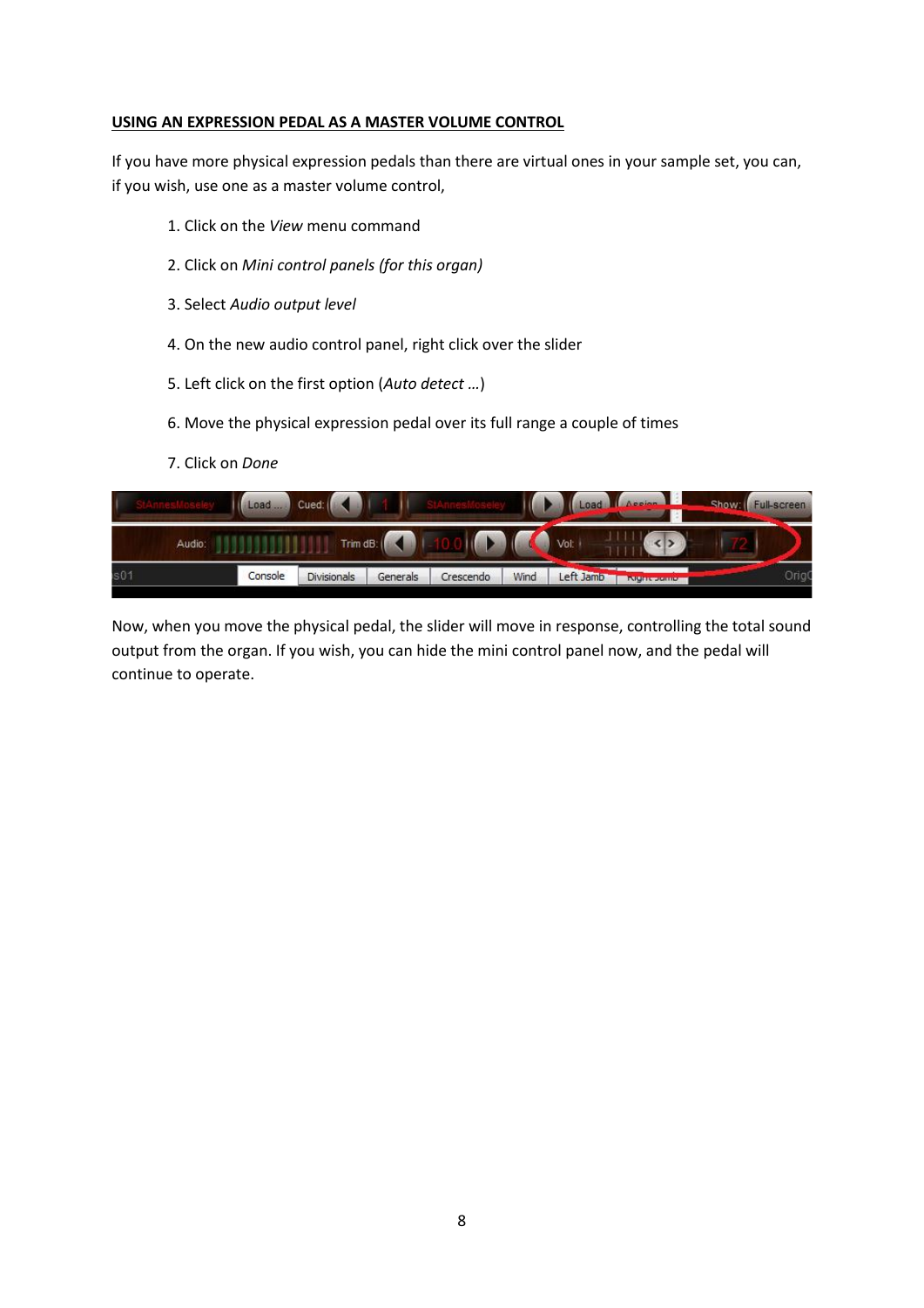**USING AN EXPRESSION PEDAL AS A MASTER VOLUME CONTROL**

If you have more physical expression pedals than there are virtual ones in your sample set, you can, if you wish, use one as a master volume control,

1. Click on the *View* menu command
2. Click on *Mini control panels (for this organ)*
3. Select *Audio output level*
4. On the new audio control panel, right click over the slider
5. Left click on the first option (*Auto detect …*)
6. Move the physical expression pedal over its full range a couple of times
7. Click on *Done*

Now, when you move the physical pedal, the slider will move in response, controlling the total sound output from the organ. If you wish, you can hide the mini control panel now, and the pedal will continue to operate.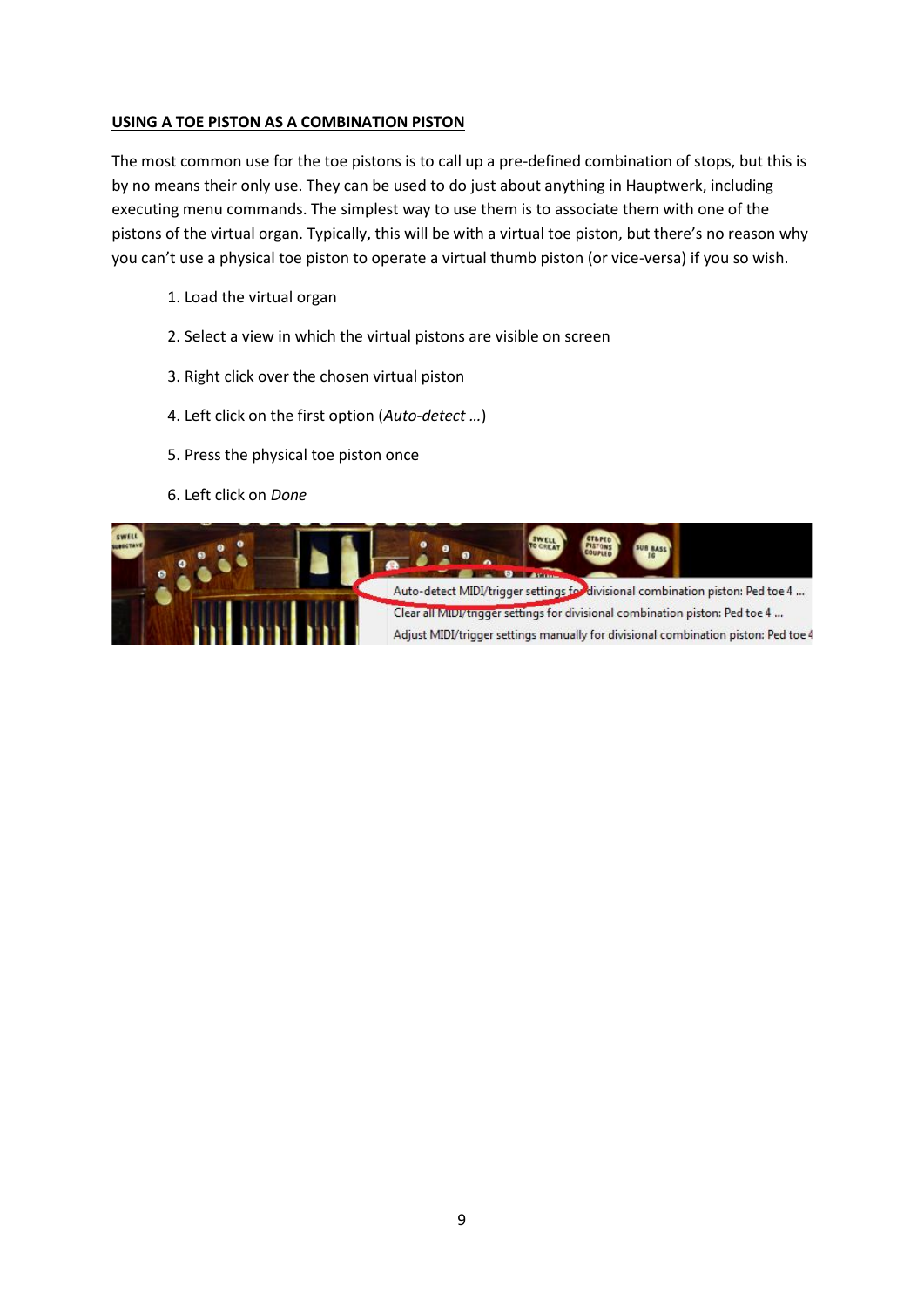**USING A TOE PISTON AS A COMBINATION PISTON**

The most common use for the toe pistons is to call up a pre-defined combination of stops, but this is by no means their only use. They can be used to do just about anything in Hauptwerk, including executing menu commands. The simplest way to use them is to associate them with one of the pistons of the virtual organ. Typically, this will be with a virtual toe piston, but there's no reason why you can't use a physical toe piston to operate a virtual thumb piston (or vice-versa) if you so wish.

1. Load the virtual organ
2. Select a view in which the virtual pistons are visible on screen
3. Right click over the chosen virtual piston
4. Left click on the first option (*Auto-detect …*)
5. Press the physical toe piston once
6. Left click on *Done*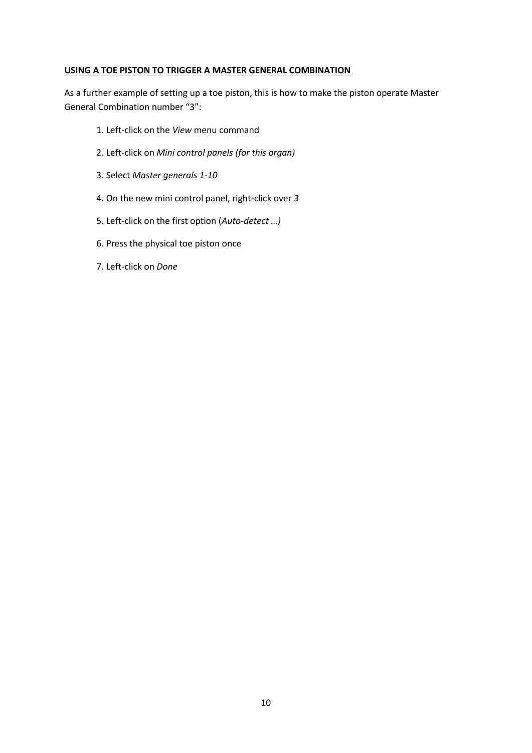**<u>USING A TOE PISTON TO TRIGGER A MASTER GENERAL COMBINATION</u>**

As a further example of setting up a toe piston, this is how to make the piston operate Master General Combination number "3":

1. Left-click on the *View* menu command
2. Left-click on *Mini control panels (for this organ)*
3. Select *Master generals 1-10*
4. On the new mini control panel, right-click over *3*
5. Left-click on the first option (*Auto-detect …)*
6. Press the physical toe piston once
7. Left-click on *Done*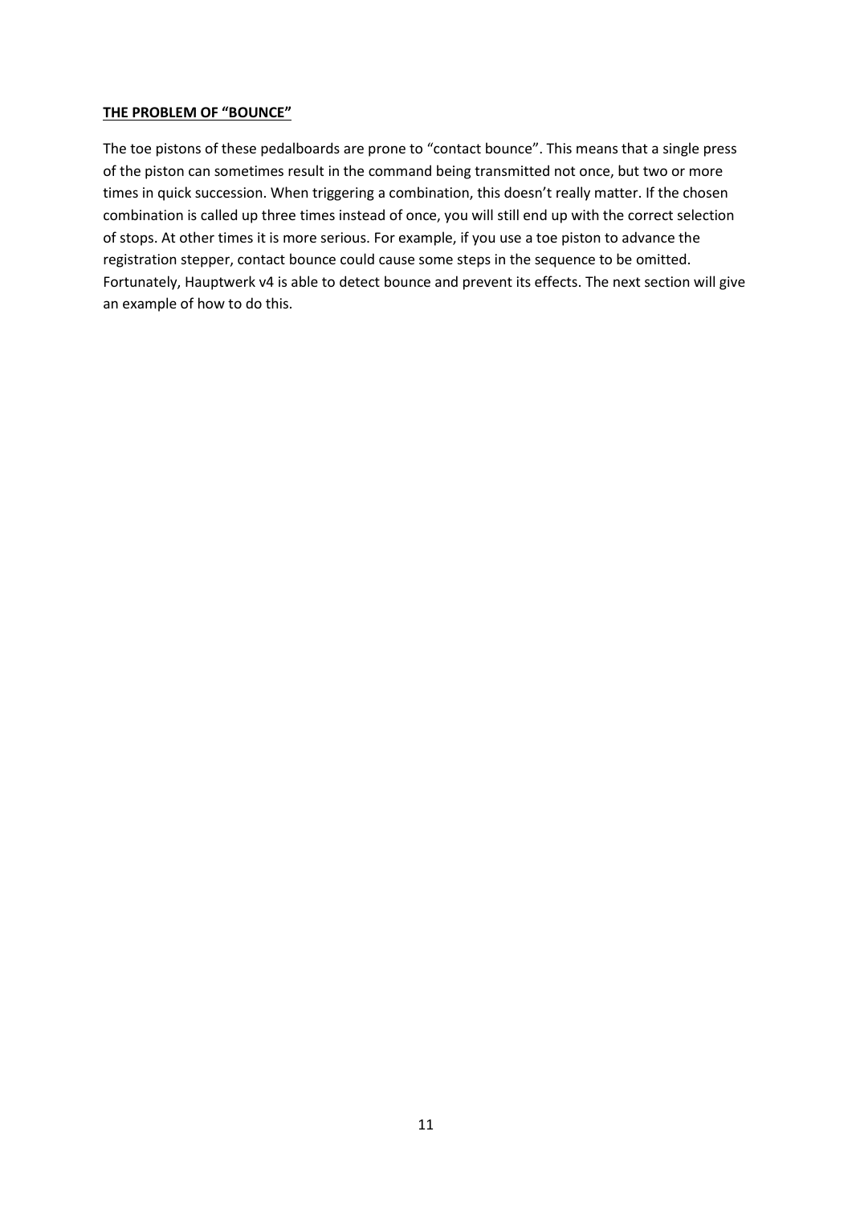## THE PROBLEM OF "BOUNCE"

The toe pistons of these pedalboards are prone to "contact bounce". This means that a single press of the piston can sometimes result in the command being transmitted not once, but two or more times in quick succession. When triggering a combination, this doesn't really matter. If the chosen combination is called up three times instead of once, you will still end up with the correct selection of stops. At other times it is more serious. For example, if you use a toe piston to advance the registration stepper, contact bounce could cause some steps in the sequence to be omitted. Fortunately, Hauptwerk v4 is able to detect bounce and prevent its effects. The next section will give an example of how to do this.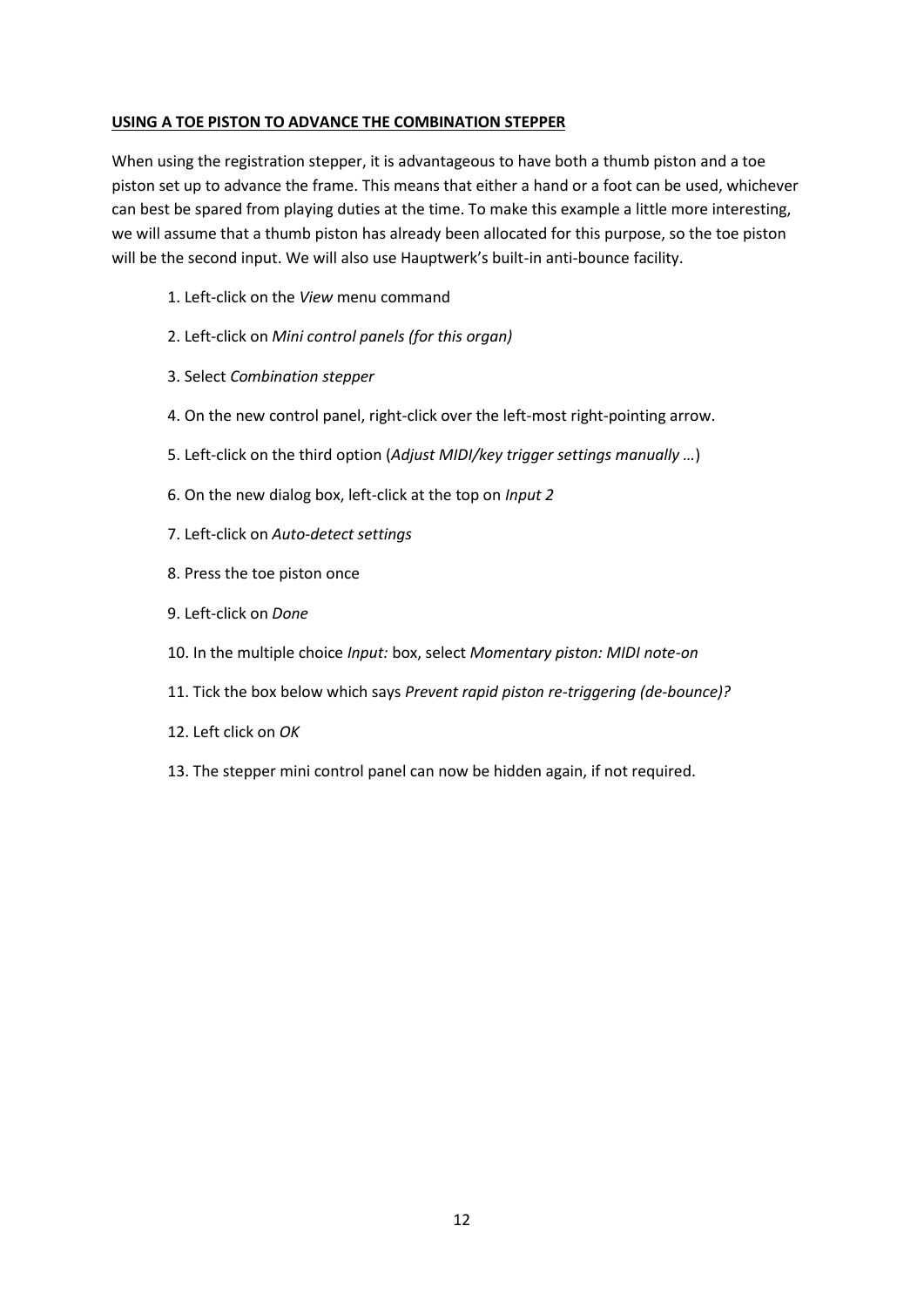## **USING A TOE PISTON TO ADVANCE THE COMBINATION STEPPER**

When using the registration stepper, it is advantageous to have both a thumb piston and a toe piston set up to advance the frame. This means that either a hand or a foot can be used, whichever can best be spared from playing duties at the time. To make this example a little more interesting, we will assume that a thumb piston has already been allocated for this purpose, so the toe piston will be the second input. We will also use Hauptwerk's built-in anti-bounce facility.

1. Left-click on the *View* menu command
2. Left-click on *Mini control panels (for this organ)*
3. Select *Combination stepper*
4. On the new control panel, right-click over the left-most right-pointing arrow.
5. Left-click on the third option (*Adjust MIDI/key trigger settings manually …*)
6. On the new dialog box, left-click at the top on *Input 2*
7. Left-click on *Auto-detect settings*
8. Press the toe piston once
9. Left-click on *Done*
10. In the multiple choice *Input:* box, select *Momentary piston: MIDI note-on*
11. Tick the box below which says *Prevent rapid piston re-triggering (de-bounce)?*
12. Left click on *OK*
13. The stepper mini control panel can now be hidden again, if not required.